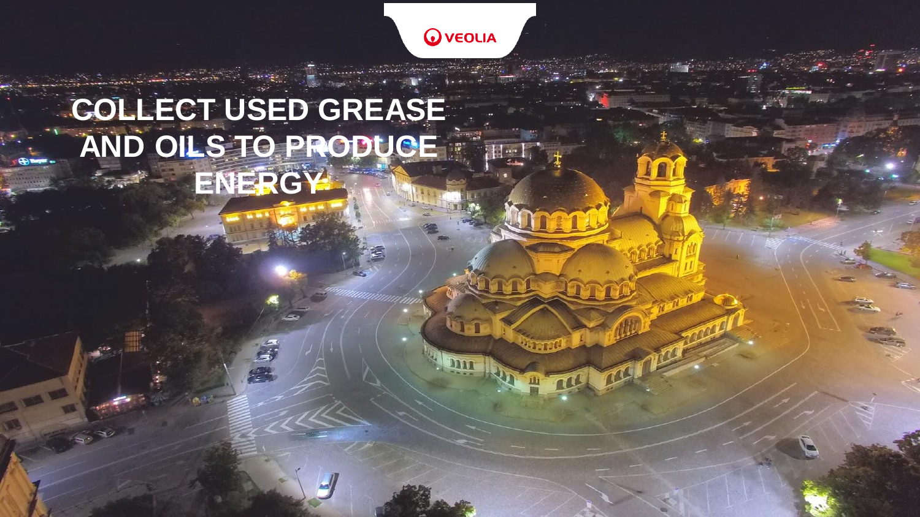# COLLECT USED GREASE AND OILS TO PRODUCE ENERGY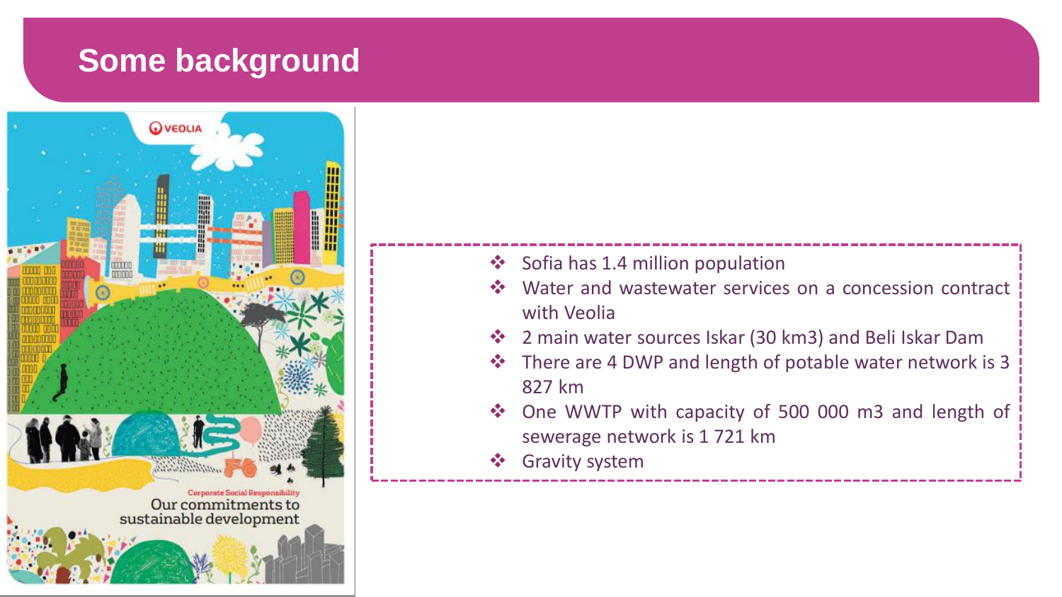# Some background

- Sofia has 1.4 million population
- Water and wastewater services on a concession contract with Veolia
- 2 main water sources Iskar (30 km3) and Beli Iskar Dam
- There are 4 DWP and length of potable water network is 3 827 km
- One WWTP with capacity of 500 000 m3 and length of sewerage network is 1 721 km
- Gravity system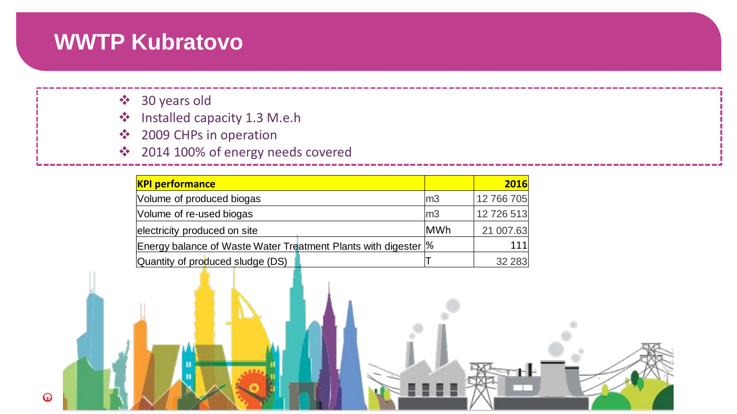# WWTP Kubratovo

- 30 years old
- Installed capacity 1.3 M.e.h
- 2009 CHPs in operation
- 2014 100% of energy needs covered

| **KPI performance** | | **2016** |
|---|---|---|
| Volume of produced biogas | m3 | 12 766 705 |
| Volume of re-used biogas | m3 | 12 726 513 |
| electricity produced on site | MWh | 21 007.63 |
| Energy balance of Waste Water Treatment Plants with digester | % | 111 |
| Quantity of produced sludge (DS) | T | 32 283 |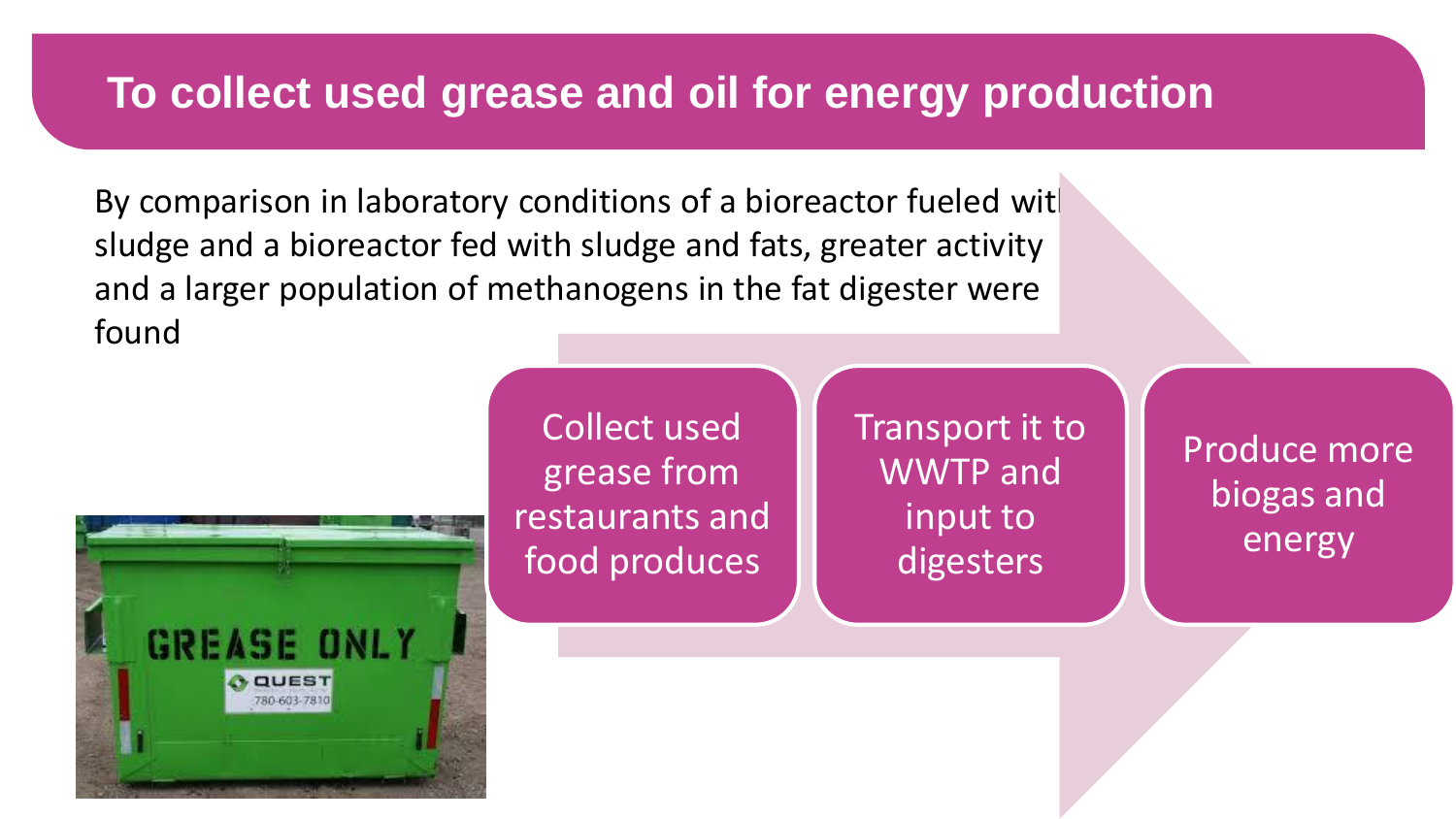# To collect used grease and oil for energy production

By comparison in laboratory conditions of a bioreactor fueled with sludge and a bioreactor fed with sludge and fats, greater activity and a larger population of methanogens in the fat digester were found

- Collect used grease from restaurants and food produces
- Transport it to WWTP and input to digesters
- Produce more biogas and energy